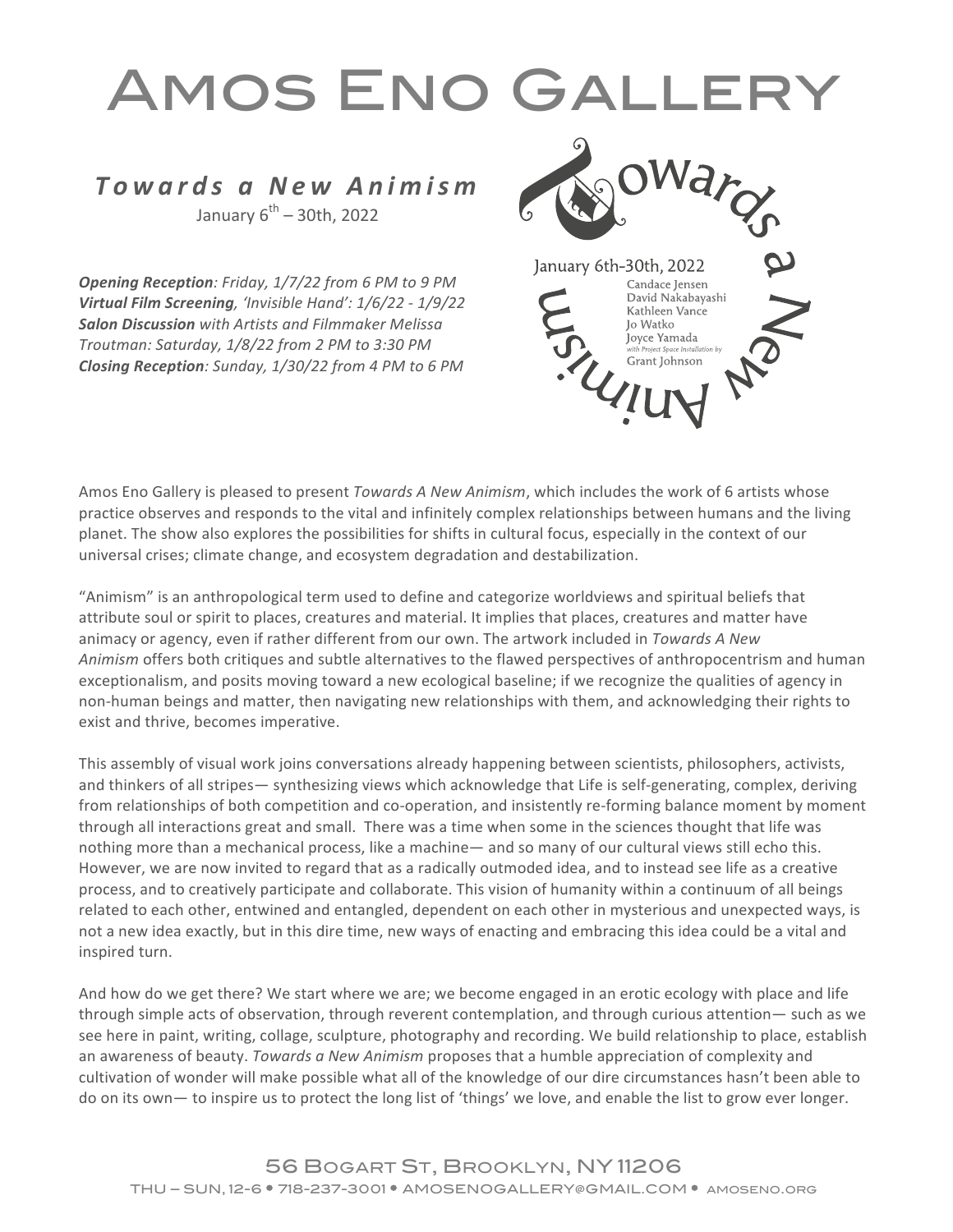# Amos Eno Gallery

## *Towards a New Animism*

January 6th – 30th, 2022

***Opening Reception**: Friday, 1/7/22 from 6 PM to 9 PM*
***Virtual Film Screening**, 'Invisible Hand': 1/6/22 - 1/9/22*
***Salon Discussion** with Artists and Filmmaker Melissa Troutman: Saturday, 1/8/22 from 2 PM to 3:30 PM*
***Closing Reception**: Sunday, 1/30/22 from 4 PM to 6 PM*

Towards a New Animism

January 6th-30th, 2022

Candace Jensen
David Nakabayashi
Kathleen Vance
Jo Watko
Joyce Yamada
*with Project Space Installation by*
Grant Johnson

Amos Eno Gallery is pleased to present *Towards A New Animism*, which includes the work of 6 artists whose practice observes and responds to the vital and infinitely complex relationships between humans and the living planet. The show also explores the possibilities for shifts in cultural focus, especially in the context of our universal crises; climate change, and ecosystem degradation and destabilization.

"Animism" is an anthropological term used to define and categorize worldviews and spiritual beliefs that attribute soul or spirit to places, creatures and material. It implies that places, creatures and matter have animacy or agency, even if rather different from our own. The artwork included in *Towards A New Animism* offers both critiques and subtle alternatives to the flawed perspectives of anthropocentrism and human exceptionalism, and posits moving toward a new ecological baseline; if we recognize the qualities of agency in non-human beings and matter, then navigating new relationships with them, and acknowledging their rights to exist and thrive, becomes imperative.

This assembly of visual work joins conversations already happening between scientists, philosophers, activists, and thinkers of all stripes— synthesizing views which acknowledge that Life is self-generating, complex, deriving from relationships of both competition and co-operation, and insistently re-forming balance moment by moment through all interactions great and small. There was a time when some in the sciences thought that life was nothing more than a mechanical process, like a machine— and so many of our cultural views still echo this. However, we are now invited to regard that as a radically outmoded idea, and to instead see life as a creative process, and to creatively participate and collaborate. This vision of humanity within a continuum of all beings related to each other, entwined and entangled, dependent on each other in mysterious and unexpected ways, is not a new idea exactly, but in this dire time, new ways of enacting and embracing this idea could be a vital and inspired turn.

And how do we get there? We start where we are; we become engaged in an erotic ecology with place and life through simple acts of observation, through reverent contemplation, and through curious attention— such as we see here in paint, writing, collage, sculpture, photography and recording. We build relationship to place, establish an awareness of beauty. *Towards a New Animism* proposes that a humble appreciation of complexity and cultivation of wonder will make possible what all of the knowledge of our dire circumstances hasn't been able to do on its own— to inspire us to protect the long list of 'things' we love, and enable the list to grow ever longer.

56 Bogart St, Brooklyn, NY 11206
THU – SUN, 12-6 • 718-237-3001 • AMOSENOGALLERY@GMAIL.COM • amoseno.org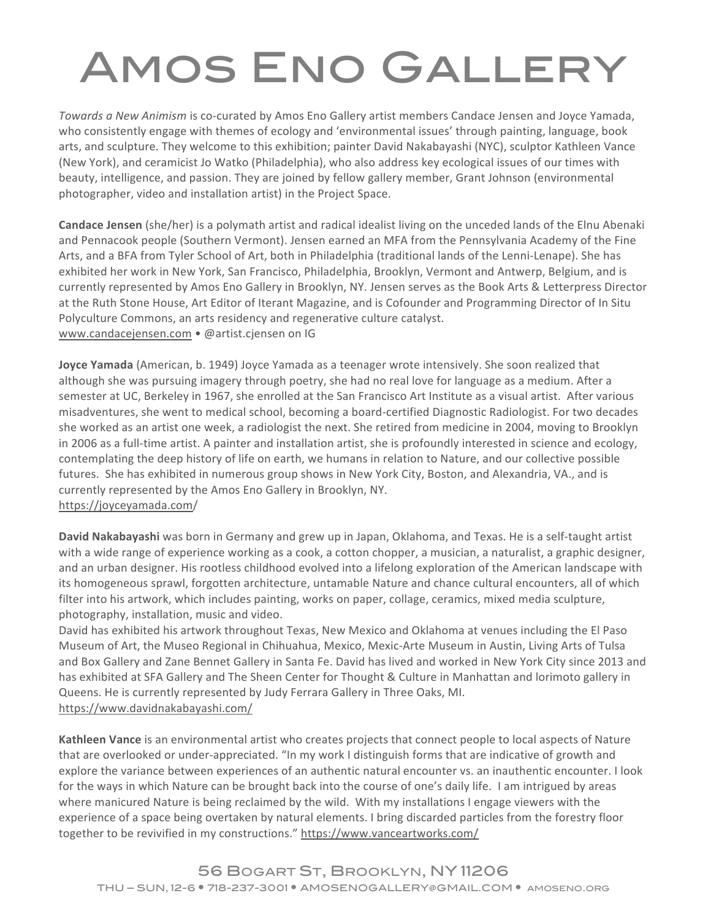# Amos Eno Gallery

*Towards a New Animism* is co-curated by Amos Eno Gallery artist members Candace Jensen and Joyce Yamada, who consistently engage with themes of ecology and 'environmental issues' through painting, language, book arts, and sculpture. They welcome to this exhibition; painter David Nakabayashi (NYC), sculptor Kathleen Vance (New York), and ceramicist Jo Watko (Philadelphia), who also address key ecological issues of our times with beauty, intelligence, and passion. They are joined by fellow gallery member, Grant Johnson (environmental photographer, video and installation artist) in the Project Space.

**Candace Jensen** (she/her) is a polymath artist and radical idealist living on the unceded lands of the Elnu Abenaki and Pennacook people (Southern Vermont). Jensen earned an MFA from the Pennsylvania Academy of the Fine Arts, and a BFA from Tyler School of Art, both in Philadelphia (traditional lands of the Lenni-Lenape). She has exhibited her work in New York, San Francisco, Philadelphia, Brooklyn, Vermont and Antwerp, Belgium, and is currently represented by Amos Eno Gallery in Brooklyn, NY. Jensen serves as the Book Arts & Letterpress Director at the Ruth Stone House, Art Editor of Iterant Magazine, and is Cofounder and Programming Director of In Situ Polyculture Commons, an arts residency and regenerative culture catalyst.
www.candacejensen.com • @artist.cjensen on IG

**Joyce Yamada** (American, b. 1949) Joyce Yamada as a teenager wrote intensively. She soon realized that although she was pursuing imagery through poetry, she had no real love for language as a medium. After a semester at UC, Berkeley in 1967, she enrolled at the San Francisco Art Institute as a visual artist. After various misadventures, she went to medical school, becoming a board-certified Diagnostic Radiologist. For two decades she worked as an artist one week, a radiologist the next. She retired from medicine in 2004, moving to Brooklyn in 2006 as a full-time artist. A painter and installation artist, she is profoundly interested in science and ecology, contemplating the deep history of life on earth, we humans in relation to Nature, and our collective possible futures. She has exhibited in numerous group shows in New York City, Boston, and Alexandria, VA., and is currently represented by the Amos Eno Gallery in Brooklyn, NY.
https://joyceyamada.com/

**David Nakabayashi** was born in Germany and grew up in Japan, Oklahoma, and Texas. He is a self-taught artist with a wide range of experience working as a cook, a cotton chopper, a musician, a naturalist, a graphic designer, and an urban designer. His rootless childhood evolved into a lifelong exploration of the American landscape with its homogeneous sprawl, forgotten architecture, untamable Nature and chance cultural encounters, all of which filter into his artwork, which includes painting, works on paper, collage, ceramics, mixed media sculpture, photography, installation, music and video.
David has exhibited his artwork throughout Texas, New Mexico and Oklahoma at venues including the El Paso Museum of Art, the Museo Regional in Chihuahua, Mexico, Mexic-Arte Museum in Austin, Living Arts of Tulsa and Box Gallery and Zane Bennet Gallery in Santa Fe. David has lived and worked in New York City since 2013 and has exhibited at SFA Gallery and The Sheen Center for Thought & Culture in Manhattan and Iorimoto gallery in Queens. He is currently represented by Judy Ferrara Gallery in Three Oaks, MI.
https://www.davidnakabayashi.com/

**Kathleen Vance** is an environmental artist who creates projects that connect people to local aspects of Nature that are overlooked or under-appreciated. "In my work I distinguish forms that are indicative of growth and explore the variance between experiences of an authentic natural encounter vs. an inauthentic encounter. I look for the ways in which Nature can be brought back into the course of one's daily life. I am intrigued by areas where manicured Nature is being reclaimed by the wild. With my installations I engage viewers with the experience of a space being overtaken by natural elements. I bring discarded particles from the forestry floor together to be revivified in my constructions." https://www.vanceartworks.com/

56 Bogart St, Brooklyn, NY 11206
THU – SUN, 12-6 • 718-237-3001 • AMOSENOGALLERY@GMAIL.COM • amoseno.org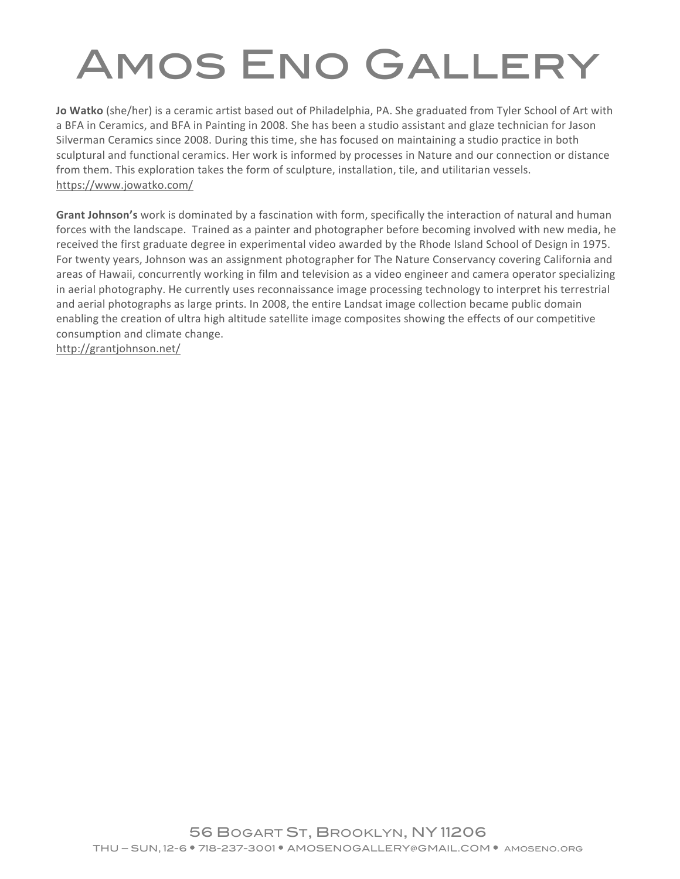**Jo Watko** (she/her) is a ceramic artist based out of Philadelphia, PA. She graduated from Tyler School of Art with a BFA in Ceramics, and BFA in Painting in 2008. She has been a studio assistant and glaze technician for Jason Silverman Ceramics since 2008. During this time, she has focused on maintaining a studio practice in both sculptural and functional ceramics. Her work is informed by processes in Nature and our connection or distance from them. This exploration takes the form of sculpture, installation, tile, and utilitarian vessels.
https://www.jowatko.com/

**Grant Johnson's** work is dominated by a fascination with form, specifically the interaction of natural and human forces with the landscape. Trained as a painter and photographer before becoming involved with new media, he received the first graduate degree in experimental video awarded by the Rhode Island School of Design in 1975. For twenty years, Johnson was an assignment photographer for The Nature Conservancy covering California and areas of Hawaii, concurrently working in film and television as a video engineer and camera operator specializing in aerial photography. He currently uses reconnaissance image processing technology to interpret his terrestrial and aerial photographs as large prints. In 2008, the entire Landsat image collection became public domain enabling the creation of ultra high altitude satellite image composites showing the effects of our competitive consumption and climate change.
http://grantjohnson.net/